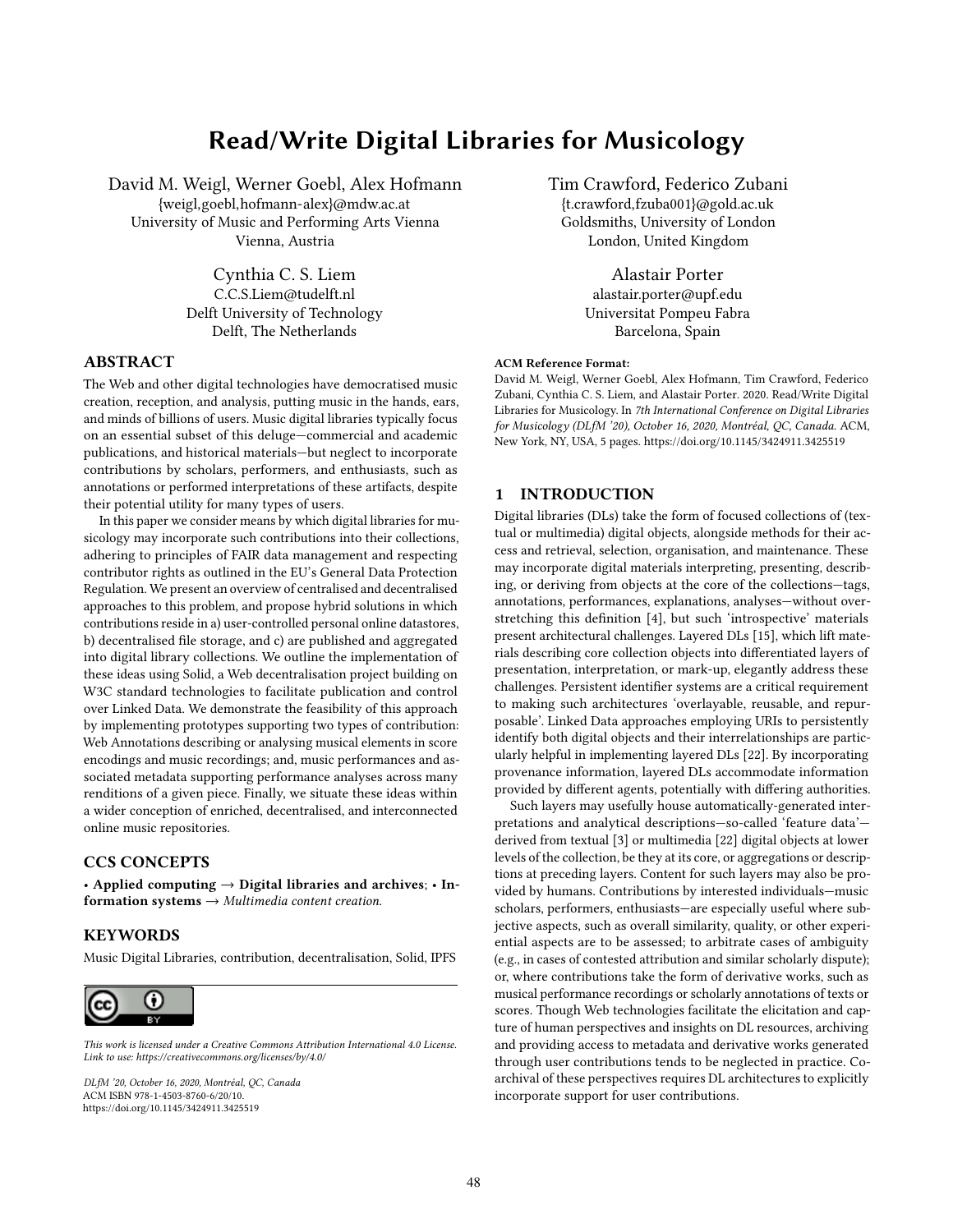# Read/Write Digital Libraries for Musicology

David M. Weigl, Werner Goebl, Alex Hofmann
{weigl,goebl,hofmann-alex}@mdw.ac.at
University of Music and Performing Arts Vienna
Vienna, Austria

Tim Crawford, Federico Zubani
{t.crawford,fzuba001}@gold.ac.uk
Goldsmiths, University of London
London, United Kingdom

Cynthia C. S. Liem
C.C.S.Liem@tudelft.nl
Delft University of Technology
Delft, The Netherlands

Alastair Porter
alastair.porter@upf.edu
Universitat Pompeu Fabra
Barcelona, Spain

## ABSTRACT

The Web and other digital technologies have democratised music creation, reception, and analysis, putting music in the hands, ears, and minds of billions of users. Music digital libraries typically focus on an essential subset of this deluge—commercial and academic publications, and historical materials—but neglect to incorporate contributions by scholars, performers, and enthusiasts, such as annotations or performed interpretations of these artifacts, despite their potential utility for many types of users.

In this paper we consider means by which digital libraries for musicology may incorporate such contributions into their collections, adhering to principles of FAIR data management and respecting contributor rights as outlined in the EU's General Data Protection Regulation. We present an overview of centralised and decentralised approaches to this problem, and propose hybrid solutions in which contributions reside in a) user-controlled personal online datastores, b) decentralised file storage, and c) are published and aggregated into digital library collections. We outline the implementation of these ideas using Solid, a Web decentralisation project building on W3C standard technologies to facilitate publication and control over Linked Data. We demonstrate the feasibility of this approach by implementing prototypes supporting two types of contribution: Web Annotations describing or analysing musical elements in score encodings and music recordings; and, music performances and associated metadata supporting performance analyses across many renditions of a given piece. Finally, we situate these ideas within a wider conception of enriched, decentralised, and interconnected online music repositories.

## CCS CONCEPTS

• **Applied computing** → **Digital libraries and archives**; • **Information systems** → *Multimedia content creation.*

## KEYWORDS

Music Digital Libraries, contribution, decentralisation, Solid, IPFS

*This work is licensed under a Creative Commons Attribution International 4.0 License. Link to use: https://creativecommons.org/licenses/by/4.0/*

*DLfM '20, October 16, 2020, Montréal, QC, Canada*
ACM ISBN 978-1-4503-8760-6/20/10.
https://doi.org/10.1145/3424911.3425519

**ACM Reference Format:**
David M. Weigl, Werner Goebl, Alex Hofmann, Tim Crawford, Federico Zubani, Cynthia C. S. Liem, and Alastair Porter. 2020. Read/Write Digital Libraries for Musicology. In *7th International Conference on Digital Libraries for Musicology (DLfM '20), October 16, 2020, Montréal, QC, Canada.* ACM, New York, NY, USA, 5 pages. https://doi.org/10.1145/3424911.3425519

## 1 INTRODUCTION

Digital libraries (DLs) take the form of focused collections of (textual or multimedia) digital objects, alongside methods for their access and retrieval, selection, organisation, and maintenance. These may incorporate digital materials interpreting, presenting, describing, or deriving from objects at the core of the collections—tags, annotations, performances, explanations, analyses—without overstretching this definition [4], but such 'introspective' materials present architectural challenges. Layered DLs [15], which lift materials describing core collection objects into differentiated layers of presentation, interpretation, or mark-up, elegantly address these challenges. Persistent identifier systems are a critical requirement to making such architectures 'overlayable, reusable, and repurposable'. Linked Data approaches employing URIs to persistently identify both digital objects and their interrelationships are particularly helpful in implementing layered DLs [22]. By incorporating provenance information, layered DLs accommodate information provided by different agents, potentially with differing authorities.

Such layers may usefully house automatically-generated interpretations and analytical descriptions—so-called 'feature data'—derived from textual [3] or multimedia [22] digital objects at lower levels of the collection, be they at its core, or aggregations or descriptions at preceding layers. Content for such layers may also be provided by humans. Contributions by interested individuals—music scholars, performers, enthusiasts—are especially useful where subjective aspects, such as overall similarity, quality, or other experiential aspects are to be assessed; to arbitrate cases of ambiguity (e.g., in cases of contested attribution and similar scholarly dispute); or, where contributions take the form of derivative works, such as musical performance recordings or scholarly annotations of texts or scores. Though Web technologies facilitate the elicitation and capture of human perspectives and insights on DL resources, archiving and providing access to metadata and derivative works generated through user contributions tends to be neglected in practice. Coarchival of these perspectives requires DL architectures to explicitly incorporate support for user contributions.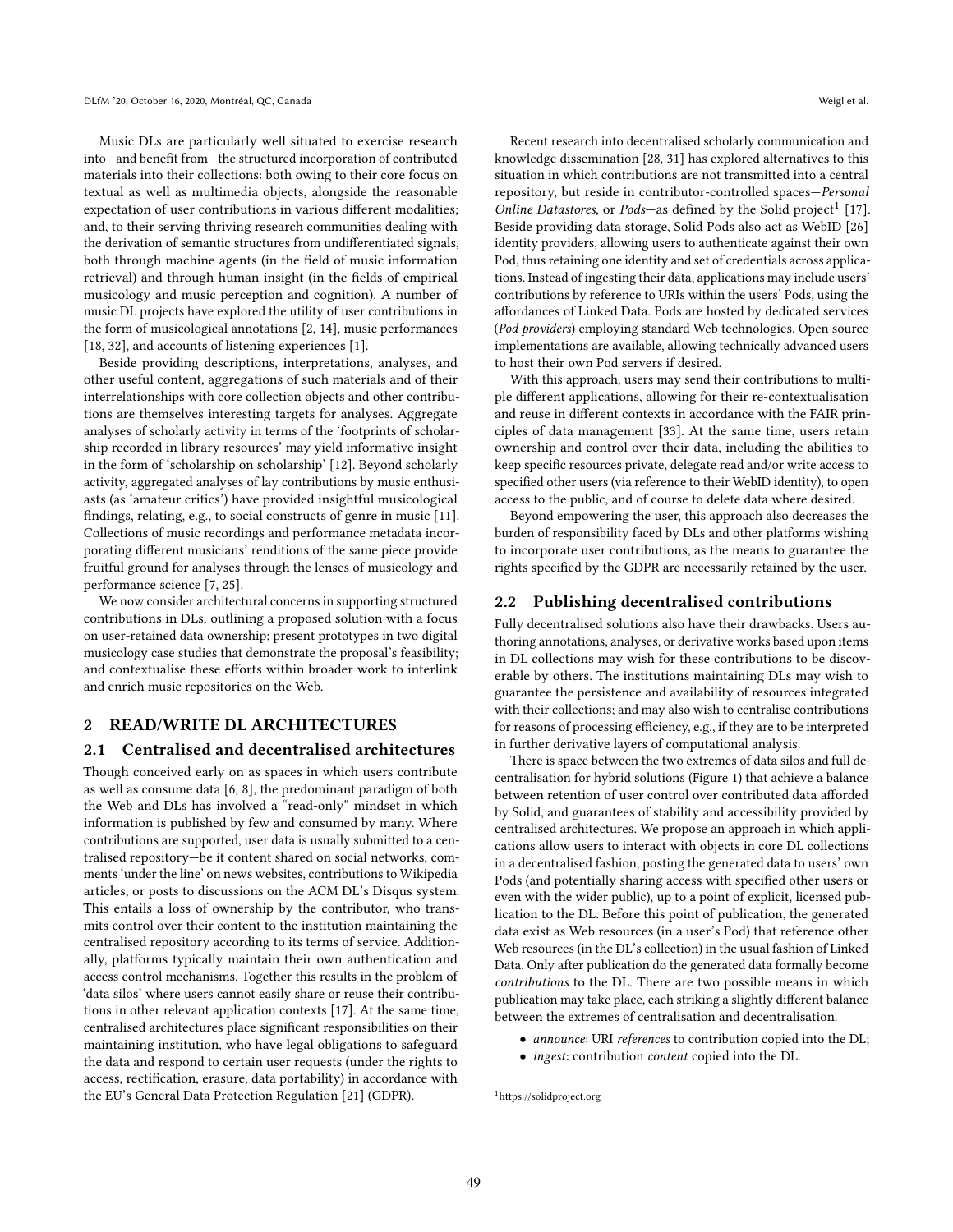Music DLs are particularly well situated to exercise research into—and benefit from—the structured incorporation of contributed materials into their collections: both owing to their core focus on textual as well as multimedia objects, alongside the reasonable expectation of user contributions in various different modalities; and, to their serving thriving research communities dealing with the derivation of semantic structures from undifferentiated signals, both through machine agents (in the field of music information retrieval) and through human insight (in the fields of empirical musicology and music perception and cognition). A number of music DL projects have explored the utility of user contributions in the form of musicological annotations [2, 14], music performances [18, 32], and accounts of listening experiences [1].

Beside providing descriptions, interpretations, analyses, and other useful content, aggregations of such materials and of their interrelationships with core collection objects and other contributions are themselves interesting targets for analyses. Aggregate analyses of scholarly activity in terms of the 'footprints of scholarship recorded in library resources' may yield informative insight in the form of 'scholarship on scholarship' [12]. Beyond scholarly activity, aggregated analyses of lay contributions by music enthusiasts (as 'amateur critics') have provided insightful musicological findings, relating, e.g., to social constructs of genre in music [11]. Collections of music recordings and performance metadata incorporating different musicians' renditions of the same piece provide fruitful ground for analyses through the lenses of musicology and performance science [7, 25].

We now consider architectural concerns in supporting structured contributions in DLs, outlining a proposed solution with a focus on user-retained data ownership; present prototypes in two digital musicology case studies that demonstrate the proposal's feasibility; and contextualise these efforts within broader work to interlink and enrich music repositories on the Web.

## 2 READ/WRITE DL ARCHITECTURES

### 2.1 Centralised and decentralised architectures

Though conceived early on as spaces in which users contribute as well as consume data [6, 8], the predominant paradigm of both the Web and DLs has involved a "read-only" mindset in which information is published by few and consumed by many. Where contributions are supported, user data is usually submitted to a centralised repository—be it content shared on social networks, comments 'under the line' on news websites, contributions to Wikipedia articles, or posts to discussions on the ACM DL's Disqus system. This entails a loss of ownership by the contributor, who transmits control over their content to the institution maintaining the centralised repository according to its terms of service. Additionally, platforms typically maintain their own authentication and access control mechanisms. Together this results in the problem of 'data silos' where users cannot easily share or reuse their contributions in other relevant application contexts [17]. At the same time, centralised architectures place significant responsibilities on their maintaining institution, who have legal obligations to safeguard the data and respond to certain user requests (under the rights to access, rectification, erasure, data portability) in accordance with the EU's General Data Protection Regulation [21] (GDPR).

Recent research into decentralised scholarly communication and knowledge dissemination [28, 31] has explored alternatives to this situation in which contributions are not transmitted into a central repository, but reside in contributor-controlled spaces—*Personal Online Datastores*, or *Pods*—as defined by the Solid project[1] [17]. Beside providing data storage, Solid Pods also act as WebID [26] identity providers, allowing users to authenticate against their own Pod, thus retaining one identity and set of credentials across applications. Instead of ingesting their data, applications may include users' contributions by reference to URIs within the users' Pods, using the affordances of Linked Data. Pods are hosted by dedicated services (*Pod providers*) employing standard Web technologies. Open source implementations are available, allowing technically advanced users to host their own Pod servers if desired.

With this approach, users may send their contributions to multiple different applications, allowing for their re-contextualisation and reuse in different contexts in accordance with the FAIR principles of data management [33]. At the same time, users retain ownership and control over their data, including the abilities to keep specific resources private, delegate read and/or write access to specified other users (via reference to their WebID identity), to open access to the public, and of course to delete data where desired.

Beyond empowering the user, this approach also decreases the burden of responsibility faced by DLs and other platforms wishing to incorporate user contributions, as the means to guarantee the rights specified by the GDPR are necessarily retained by the user.

### 2.2 Publishing decentralised contributions

Fully decentralised solutions also have their drawbacks. Users authoring annotations, analyses, or derivative works based upon items in DL collections may wish for these contributions to be discoverable by others. The institutions maintaining DLs may wish to guarantee the persistence and availability of resources integrated with their collections; and may also wish to centralise contributions for reasons of processing efficiency, e.g., if they are to be interpreted in further derivative layers of computational analysis.

There is space between the two extremes of data silos and full decentralisation for hybrid solutions (Figure 1) that achieve a balance between retention of user control over contributed data afforded by Solid, and guarantees of stability and accessibility provided by centralised architectures. We propose an approach in which applications allow users to interact with objects in core DL collections in a decentralised fashion, posting the generated data to users' own Pods (and potentially sharing access with specified other users or even with the wider public), up to a point of explicit, licensed publication to the DL. Before this point of publication, the generated data exist as Web resources (in a user's Pod) that reference other Web resources (in the DL's collection) in the usual fashion of Linked Data. Only after publication do the generated data formally become *contributions* to the DL. There are two possible means in which publication may take place, each striking a slightly different balance between the extremes of centralisation and decentralisation.

- *announce*: URI *references* to contribution copied into the DL;
- *ingest*: contribution *content* copied into the DL.

[1] https://solidproject.org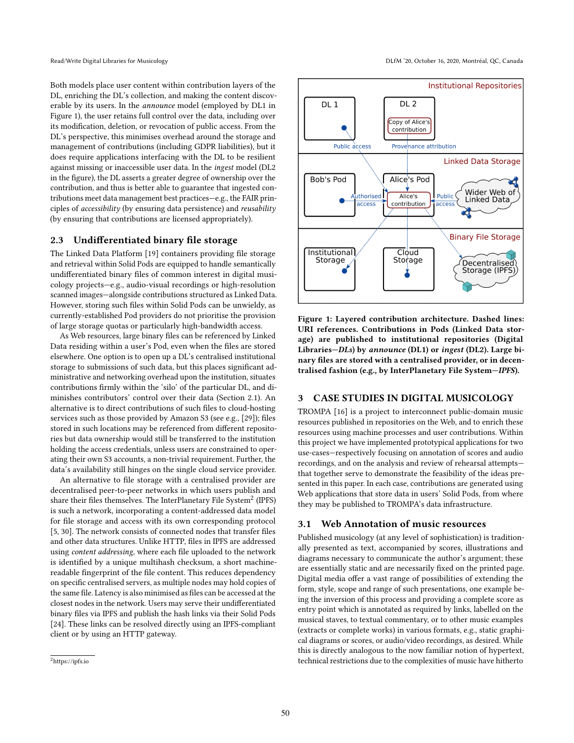Both models place user content within contribution layers of the DL, enriching the DL's collection, and making the content discoverable by its users. In the *announce* model (employed by DL1 in Figure 1), the user retains full control over the data, including over its modification, deletion, or revocation of public access. From the DL's perspective, this minimises overhead around the storage and management of contributions (including GDPR liabilities), but it does require applications interfacing with the DL to be resilient against missing or inaccessible user data. In the *ingest* model (DL2 in the figure), the DL asserts a greater degree of ownership over the contribution, and thus is better able to guarantee that ingested contributions meet data management best practices—e.g., the FAIR principles of *accessibility* (by ensuring data persistence) and *reusability* (by ensuring that contributions are licensed appropriately).

## 2.3 Undifferentiated binary file storage

The Linked Data Platform [19] containers providing file storage and retrieval within Solid Pods are equipped to handle semantically undifferentiated binary files of common interest in digital musicology projects—e.g., audio-visual recordings or high-resolution scanned images—alongside contributions structured as Linked Data. However, storing such files within Solid Pods can be unwieldy, as currently-established Pod providers do not prioritise the provision of large storage quotas or particularly high-bandwidth access.

As Web resources, large binary files can be referenced by Linked Data residing within a user's Pod, even when the files are stored elsewhere. One option is to open up a DL's centralised institutional storage to submissions of such data, but this places significant administrative and networking overhead upon the institution, situates contributions firmly within the 'silo' of the particular DL, and diminishes contributors' control over their data (Section 2.1). An alternative is to direct contributions of such files to cloud-hosting services such as those provided by Amazon S3 (see e.g., [29]); files stored in such locations may be referenced from different repositories but data ownership would still be transferred to the institution holding the access credentials, unless users are constrained to operating their own S3 accounts, a non-trivial requirement. Further, the data's availability still hinges on the single cloud service provider.

An alternative to file storage with a centralised provider are decentralised peer-to-peer networks in which users publish and share their files themselves. The InterPlanetary File System[2] (IPFS) is such a network, incorporating a content-addressed data model for file storage and access with its own corresponding protocol [5, 30]. The network consists of connected nodes that transfer files and other data structures. Unlike HTTP, files in IPFS are addressed using *content addressing*, where each file uploaded to the network is identified by a unique multihash checksum, a short machine-readable fingerprint of the file content. This reduces dependency on specific centralised servers, as multiple nodes may hold copies of the same file. Latency is also minimised as files can be accessed at the closest nodes in the network. Users may serve their undifferentiated binary files via IPFS and publish the hash links via their Solid Pods [24]. These links can be resolved directly using an IPFS-compliant client or by using an HTTP gateway.

[2] https://ipfs.io

Institutional Repositories
DL 1
DL 2
Copy of Alice's contribution
Public access
Provenance attribution
Linked Data Storage
Bob's Pod
Alice's Pod
Authorised access
Alice's contribution
Public access
Wider Web of Linked Data
Binary File Storage
Institutional Storage
Cloud Storage
Decentralised Storage (IPFS)

**Figure 1: Layered contribution architecture. Dashed lines: URI references. Contributions in Pods (Linked Data storage) are published to institutional repositories (Digital Libraries—*DLs*) by *announce* (DL1) or *ingest* (DL2). Large binary files are stored with a centralised provider, or in decentralised fashion (e.g., by InterPlanetary File System—*IPFS*).**

## 3 CASE STUDIES IN DIGITAL MUSICOLOGY

TROMPA [16] is a project to interconnect public-domain music resources published in repositories on the Web, and to enrich these resources using machine processes and user contributions. Within this project we have implemented prototypical applications for two use-cases—respectively focusing on annotation of scores and audio recordings, and on the analysis and review of rehearsal attempts—that together serve to demonstrate the feasibility of the ideas presented in this paper. In each case, contributions are generated using Web applications that store data in users' Solid Pods, from where they may be published to TROMPA's data infrastructure.

## 3.1 Web Annotation of music resources

Published musicology (at any level of sophistication) is traditionally presented as text, accompanied by scores, illustrations and diagrams necessary to communicate the author's argument; these are essentially static and are necessarily fixed on the printed page. Digital media offer a vast range of possibilities of extending the form, style, scope and range of such presentations, one example being the inversion of this process and providing a complete score as entry point which is annotated as required by links, labelled on the musical staves, to textual commentary, or to other music examples (extracts or complete works) in various formats, e.g., static graphical diagrams or scores, or audio/video recordings, as desired. While this is directly analogous to the now familiar notion of hypertext, technical restrictions due to the complexities of music have hitherto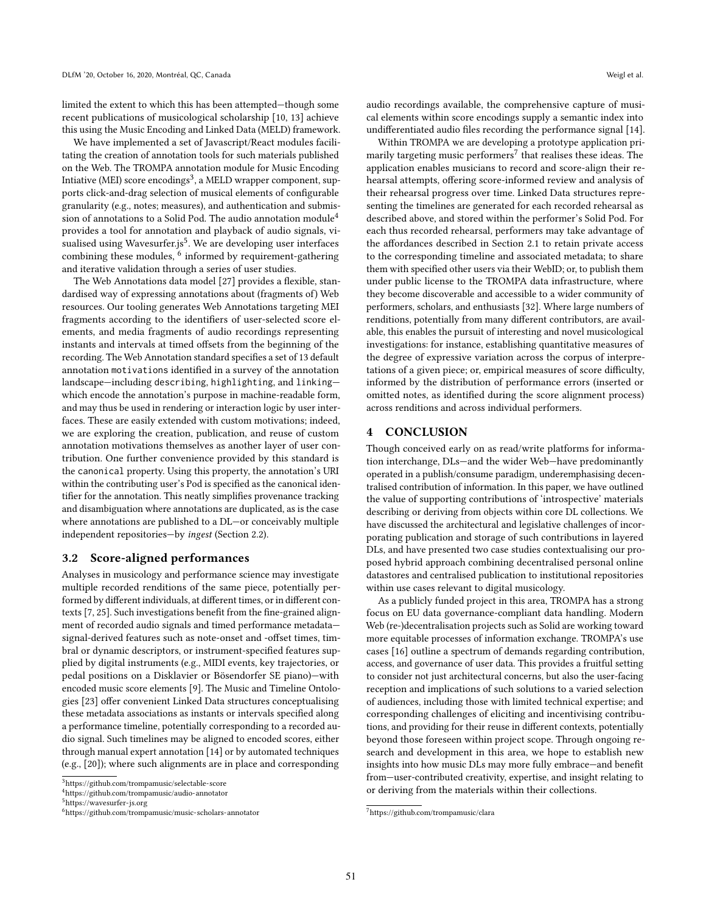limited the extent to which this has been attempted—though some recent publications of musicological scholarship [10, 13] achieve this using the Music Encoding and Linked Data (MELD) framework.

We have implemented a set of Javascript/React modules facilitating the creation of annotation tools for such materials published on the Web. The TROMPA annotation module for Music Encoding Intiative (MEI) score encodings[3], a MELD wrapper component, supports click-and-drag selection of musical elements of configurable granularity (e.g., notes; measures), and authentication and submission of annotations to a Solid Pod. The audio annotation module[4] provides a tool for annotation and playback of audio signals, visualised using Wavesurfer.js[5]. We are developing user interfaces combining these modules, [6] informed by requirement-gathering and iterative validation through a series of user studies.

The Web Annotations data model [27] provides a flexible, standardised way of expressing annotations about (fragments of) Web resources. Our tooling generates Web Annotations targeting MEI fragments according to the identifiers of user-selected score elements, and media fragments of audio recordings representing instants and intervals at timed offsets from the beginning of the recording. The Web Annotation standard specifies a set of 13 default annotation `motivations` identified in a survey of the annotation landscape—including `describing`, `highlighting`, and `linking`—which encode the annotation's purpose in machine-readable form, and may thus be used in rendering or interaction logic by user interfaces. These are easily extended with custom motivations; indeed, we are exploring the creation, publication, and reuse of custom annotation motivations themselves as another layer of user contribution. One further convenience provided by this standard is the `canonical` property. Using this property, the annotation's URI within the contributing user's Pod is specified as the canonical identifier for the annotation. This neatly simplifies provenance tracking and disambiguation where annotations are duplicated, as is the case where annotations are published to a DL—or conceivably multiple independent repositories—by *ingest* (Section 2.2).

### 3.2 Score-aligned performances

Analyses in musicology and performance science may investigate multiple recorded renditions of the same piece, potentially performed by different individuals, at different times, or in different contexts [7, 25]. Such investigations benefit from the fine-grained alignment of recorded audio signals and timed performance metadata—signal-derived features such as note-onset and -offset times, timbral or dynamic descriptors, or instrument-specified features supplied by digital instruments (e.g., MIDI events, key trajectories, or pedal positions on a Disklavier or Bösendorfer SE piano)—with encoded music score elements [9]. The Music and Timeline Ontologies [23] offer convenient Linked Data structures conceptualising these metadata associations as instants or intervals specified along a performance timeline, potentially corresponding to a recorded audio signal. Such timelines may be aligned to encoded scores, either through manual expert annotation [14] or by automated techniques (e.g., [20]); where such alignments are in place and corresponding audio recordings available, the comprehensive capture of musical elements within score encodings supply a semantic index into undifferentiated audio files recording the performance signal [14].

Within TROMPA we are developing a prototype application primarily targeting music performers[7] that realises these ideas. The application enables musicians to record and score-align their rehearsal attempts, offering score-informed review and analysis of their rehearsal progress over time. Linked Data structures representing the timelines are generated for each recorded rehearsal as described above, and stored within the performer's Solid Pod. For each thus recorded rehearsal, performers may take advantage of the affordances described in Section 2.1 to retain private access to the corresponding timeline and associated metadata; to share them with specified other users via their WebID; or, to publish them under public license to the TROMPA data infrastructure, where they become discoverable and accessible to a wider community of performers, scholars, and enthusiasts [32]. Where large numbers of renditions, potentially from many different contributors, are available, this enables the pursuit of interesting and novel musicological investigations: for instance, establishing quantitative measures of the degree of expressive variation across the corpus of interpretations of a given piece; or, empirical measures of score difficulty, informed by the distribution of performance errors (inserted or omitted notes, as identified during the score alignment process) across renditions and across individual performers.

## 4 CONCLUSION

Though conceived early on as read/write platforms for information interchange, DLs—and the wider Web—have predominantly operated in a publish/consume paradigm, underemphasising decentralised contribution of information. In this paper, we have outlined the value of supporting contributions of 'introspective' materials describing or deriving from objects within core DL collections. We have discussed the architectural and legislative challenges of incorporating publication and storage of such contributions in layered DLs, and have presented two case studies contextualising our proposed hybrid approach combining decentralised personal online datastores and centralised publication to institutional repositories within use cases relevant to digital musicology.

As a publicly funded project in this area, TROMPA has a strong focus on EU data governance-compliant data handling. Modern Web (re-)decentralisation projects such as Solid are working toward more equitable processes of information exchange. TROMPA's use cases [16] outline a spectrum of demands regarding contribution, access, and governance of user data. This provides a fruitful setting to consider not just architectural concerns, but also the user-facing reception and implications of such solutions to a varied selection of audiences, including those with limited technical expertise; and corresponding challenges of eliciting and incentivising contributions, and providing for their reuse in different contexts, potentially beyond those foreseen within project scope. Through ongoing research and development in this area, we hope to establish new insights into how music DLs may more fully embrace—and benefit from—user-contributed creativity, expertise, and insight relating to or deriving from the materials within their collections.

---

[3] https://github.com/trompamusic/selectable-score

[4] https://github.com/trompamusic/audio-annotator

[5] https://wavesurfer-js.org

[6] https://github.com/trompamusic/music-scholars-annotator

[7] https://github.com/trompamusic/clara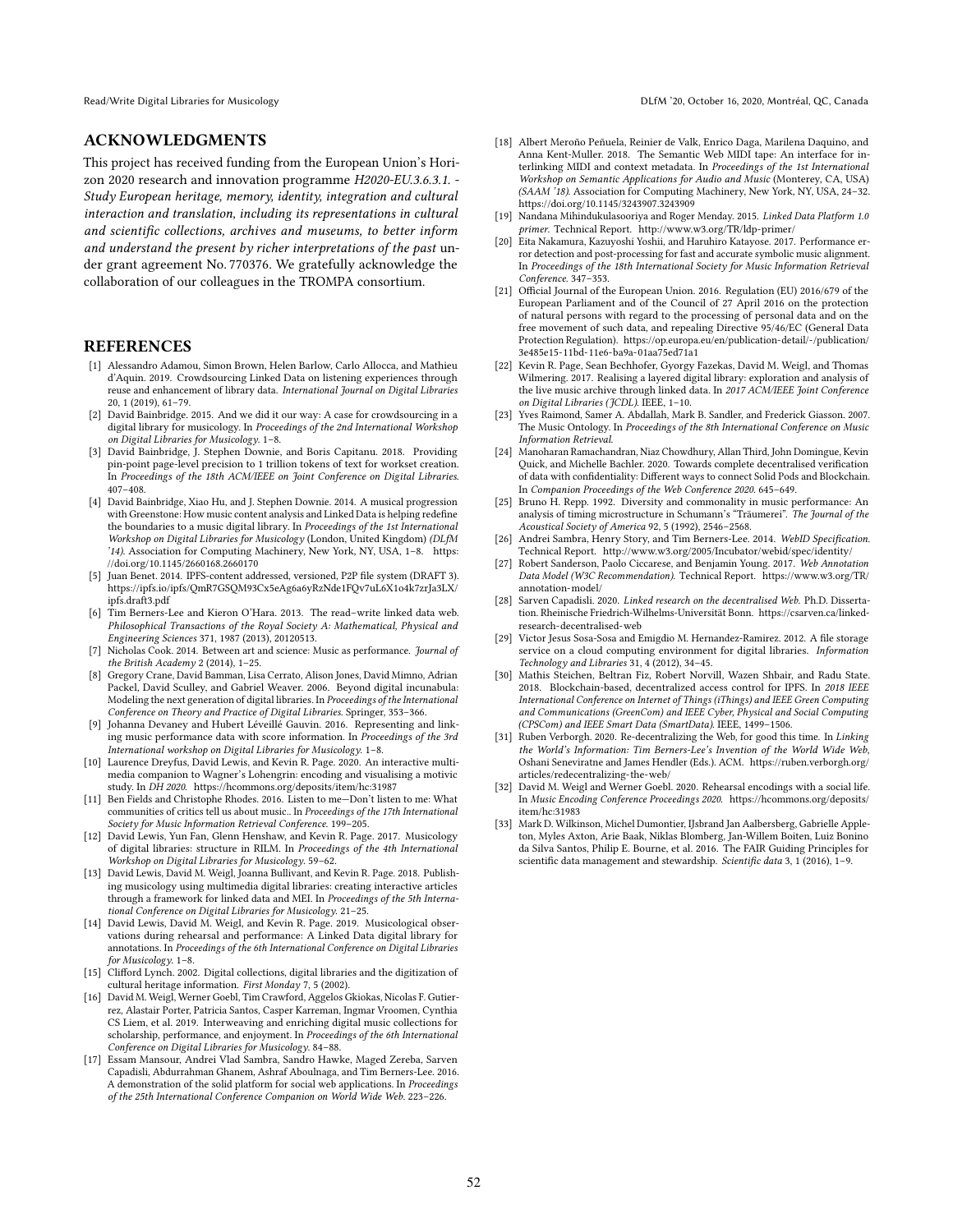## ACKNOWLEDGMENTS

This project has received funding from the European Union's Horizon 2020 research and innovation programme *H2020-EU.3.6.3.1. - Study European heritage, memory, identity, integration and cultural interaction and translation, including its representations in cultural and scientific collections, archives and museums, to better inform and understand the present by richer interpretations of the past* under grant agreement No. 770376. We gratefully acknowledge the collaboration of our colleagues in the TROMPA consortium.

## REFERENCES

- [1] Alessandro Adamou, Simon Brown, Helen Barlow, Carlo Allocca, and Mathieu d'Aquin. 2019. Crowdsourcing Linked Data on listening experiences through reuse and enhancement of library data. *International Journal on Digital Libraries* 20, 1 (2019), 61–79.
- [2] David Bainbridge. 2015. And we did it our way: A case for crowdsourcing in a digital library for musicology. In *Proceedings of the 2nd International Workshop on Digital Libraries for Musicology*. 1–8.
- [3] David Bainbridge, J. Stephen Downie, and Boris Capitanu. 2018. Providing pin-point page-level precision to 1 trillion tokens of text for workset creation. In *Proceedings of the 18th ACM/IEEE on Joint Conference on Digital Libraries*. 407–408.
- [4] David Bainbridge, Xiao Hu, and J. Stephen Downie. 2014. A musical progression with Greenstone: How music content analysis and Linked Data is helping redefine the boundaries to a music digital library. In *Proceedings of the 1st International Workshop on Digital Libraries for Musicology* (London, United Kingdom) *(DLfM '14)*. Association for Computing Machinery, New York, NY, USA, 1–8. https://doi.org/10.1145/2660168.2660170
- [5] Juan Benet. 2014. IPFS-content addressed, versioned, P2P file system (DRAFT 3). https://ipfs.io/ipfs/QmR7GSQM93Cx5eAg6a6yRzNde1FQv7uL6X1o4k7zrJa3LX/ipfs.draft3.pdf
- [6] Tim Berners-Lee and Kieron O'Hara. 2013. The read–write linked data web. *Philosophical Transactions of the Royal Society A: Mathematical, Physical and Engineering Sciences* 371, 1987 (2013), 20120513.
- [7] Nicholas Cook. 2014. Between art and science: Music as performance. *Journal of the British Academy* 2 (2014), 1–25.
- [8] Gregory Crane, David Bamman, Lisa Cerrato, Alison Jones, David Mimno, Adrian Packel, David Sculley, and Gabriel Weaver. 2006. Beyond digital incunabula: Modeling the next generation of digital libraries. In *Proceedings of the International Conference on Theory and Practice of Digital Libraries*. Springer, 353–366.
- [9] Johanna Devaney and Hubert Léveillé Gauvin. 2016. Representing and linking music performance data with score information. In *Proceedings of the 3rd International workshop on Digital Libraries for Musicology*. 1–8.
- [10] Laurence Dreyfus, David Lewis, and Kevin R. Page. 2020. An interactive multimedia companion to Wagner's Lohengrin: encoding and visualising a motivic study. In *DH 2020*. https://hcommons.org/deposits/item/hc:31987
- [11] Ben Fields and Christophe Rhodes. 2016. Listen to me—Don't listen to me: What communities of critics tell us about music.. In *Proceedings of the 17th International Society for Music Information Retrieval Conference*. 199–205.
- [12] David Lewis, Yun Fan, Glenn Henshaw, and Kevin R. Page. 2017. Musicology of digital libraries: structure in RILM. In *Proceedings of the 4th International Workshop on Digital Libraries for Musicology*. 59–62.
- [13] David Lewis, David M. Weigl, Joanna Bullivant, and Kevin R. Page. 2018. Publishing musicology using multimedia digital libraries: creating interactive articles through a framework for linked data and MEI. In *Proceedings of the 5th International Conference on Digital Libraries for Musicology*. 21–25.
- [14] David Lewis, David M. Weigl, and Kevin R. Page. 2019. Musicological observations during rehearsal and performance: A Linked Data digital library for annotations. In *Proceedings of the 6th International Conference on Digital Libraries for Musicology*. 1–8.
- [15] Clifford Lynch. 2002. Digital collections, digital libraries and the digitization of cultural heritage information. *First Monday* 7, 5 (2002).
- [16] David M. Weigl, Werner Goebl, Tim Crawford, Aggelos Gkiokas, Nicolas F. Gutierrez, Alastair Porter, Patricia Santos, Casper Karreman, Ingmar Vroomen, Cynthia CS Liem, et al. 2019. Interweaving and enriching digital music collections for scholarship, performance, and enjoyment. In *Proceedings of the 6th International Conference on Digital Libraries for Musicology*. 84–88.
- [17] Essam Mansour, Andrei Vlad Sambra, Sandro Hawke, Maged Zereba, Sarven Capadisli, Abdurrahman Ghanem, Ashraf Aboulnaga, and Tim Berners-Lee. 2016. A demonstration of the solid platform for social web applications. In *Proceedings of the 25th International Conference Companion on World Wide Web*. 223–226.
- [18] Albert Meroño Peñuela, Reinier de Valk, Enrico Daga, Marilena Daquino, and Anna Kent-Muller. 2018. The Semantic Web MIDI tape: An interface for interlinking MIDI and context metadata. In *Proceedings of the 1st International Workshop on Semantic Applications for Audio and Music* (Monterey, CA, USA) *(SAAM '18)*. Association for Computing Machinery, New York, NY, USA, 24–32. https://doi.org/10.1145/3243907.3243909
- [19] Nandana Mihindukulasooriya and Roger Menday. 2015. *Linked Data Platform 1.0 primer.* Technical Report. http://www.w3.org/TR/ldp-primer/
- [20] Eita Nakamura, Kazuyoshi Yoshii, and Haruhiro Katayose. 2017. Performance error detection and post-processing for fast and accurate symbolic music alignment. In *Proceedings of the 18th International Society for Music Information Retrieval Conference*. 347–353.
- [21] Official Journal of the European Union. 2016. Regulation (EU) 2016/679 of the European Parliament and of the Council of 27 April 2016 on the protection of natural persons with regard to the processing of personal data and on the free movement of such data, and repealing Directive 95/46/EC (General Data Protection Regulation). https://op.europa.eu/en/publication-detail/-/publication/3e485e15-11bd-11e6-ba9a-01aa75ed71a1
- [22] Kevin R. Page, Sean Bechhofer, Gyorgy Fazekas, David M. Weigl, and Thomas Wilmering. 2017. Realising a layered digital library: exploration and analysis of the live music archive through linked data. In *2017 ACM/IEEE Joint Conference on Digital Libraries (JCDL)*. IEEE, 1–10.
- [23] Yves Raimond, Samer A. Abdallah, Mark B. Sandler, and Frederick Giasson. 2007. The Music Ontology. In *Proceedings of the 8th International Conference on Music Information Retrieval*.
- [24] Manoharan Ramachandran, Niaz Chowdhury, Allan Third, John Domingue, Kevin Quick, and Michelle Bachler. 2020. Towards complete decentralised verification of data with confidentiality: Different ways to connect Solid Pods and Blockchain. In *Companion Proceedings of the Web Conference 2020*. 645–649.
- [25] Bruno H. Repp. 1992. Diversity and commonality in music performance: An analysis of timing microstructure in Schumann's "Träumerei". *The Journal of the Acoustical Society of America* 92, 5 (1992), 2546–2568.
- [26] Andrei Sambra, Henry Story, and Tim Berners-Lee. 2014. *WebID Specification*. Technical Report. http://www.w3.org/2005/Incubator/webid/spec/identity/
- [27] Robert Sanderson, Paolo Ciccarese, and Benjamin Young. 2017. *Web Annotation Data Model (W3C Recommendation)*. Technical Report. https://www.w3.org/TR/annotation-model/
- [28] Sarven Capadisli. 2020. *Linked research on the decentralised Web.* Ph.D. Dissertation. Rheinische Friedrich-Wilhelms-Universität Bonn. https://csarven.ca/linked-research-decentralised-web
- [29] Victor Jesus Sosa-Sosa and Emigdio M. Hernandez-Ramirez. 2012. A file storage service on a cloud computing environment for digital libraries. *Information Technology and Libraries* 31, 4 (2012), 34–45.
- [30] Mathis Steichen, Beltran Fiz, Robert Norvill, Wazen Shbair, and Radu State. 2018. Blockchain-based, decentralized access control for IPFS. In *2018 IEEE International Conference on Internet of Things (iThings) and IEEE Green Computing and Communications (GreenCom) and IEEE Cyber, Physical and Social Computing (CPSCom) and IEEE Smart Data (SmartData)*. IEEE, 1499–1506.
- [31] Ruben Verborgh. 2020. Re-decentralizing the Web, for good this time. In *Linking the World's Information: Tim Berners-Lee's Invention of the World Wide Web*, Oshani Seneviratne and James Hendler (Eds.). ACM. https://ruben.verborgh.org/articles/redecentralizing-the-web/
- [32] David M. Weigl and Werner Goebl. 2020. Rehearsal encodings with a social life. In *Music Encoding Conference Proceedings 2020*. https://hcommons.org/deposits/item/hc:31983
- [33] Mark D. Wilkinson, Michel Dumontier, IJsbrand Jan Aalbersberg, Gabrielle Appleton, Myles Axton, Arie Baak, Niklas Blomberg, Jan-Willem Boiten, Luiz Bonino da Silva Santos, Philip E. Bourne, et al. 2016. The FAIR Guiding Principles for scientific data management and stewardship. *Scientific data* 3, 1 (2016), 1–9.